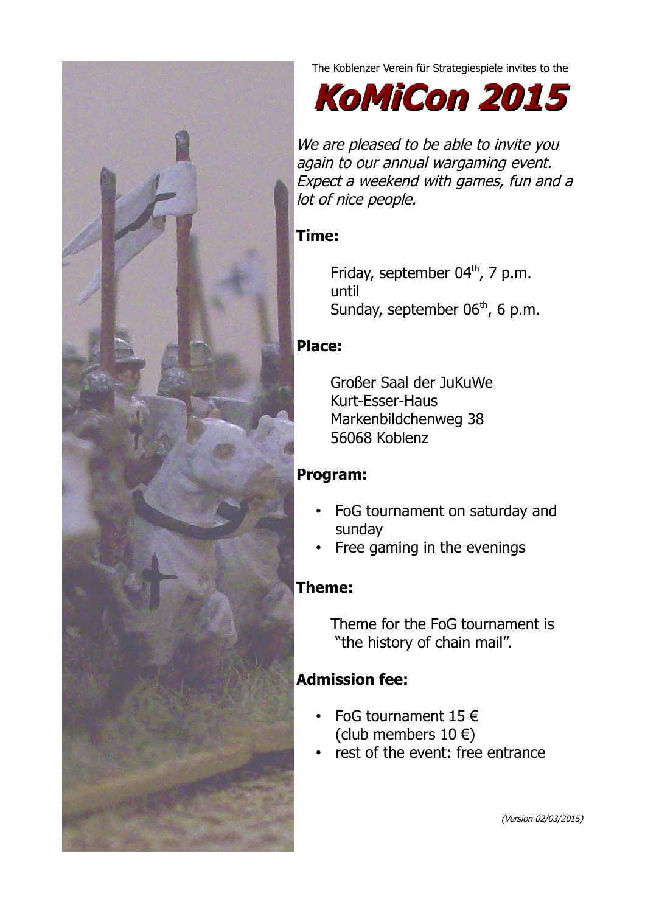The Koblenzer Verein für Strategiespiele invites to the

# KoMiCon 2015

*We are pleased to be able to invite you again to our annual wargaming event. Expect a weekend with games, fun and a lot of nice people.*

**Time:**

Friday, september $04^{th}$, 7 p.m.
until
Sunday, september $06^{th}$, 6 p.m.

**Place:**

Großer Saal der JuKuWe
Kurt-Esser-Haus
Markenbildchenweg 38
56068 Koblenz

**Program:**

- FoG tournament on saturday and sunday
- Free gaming in the evenings

**Theme:**

Theme for the FoG tournament is "the history of chain mail".

**Admission fee:**

- FoG tournament 15 € (club members 10 €)
- rest of the event: free entrance

*(Version 02/03/2015)*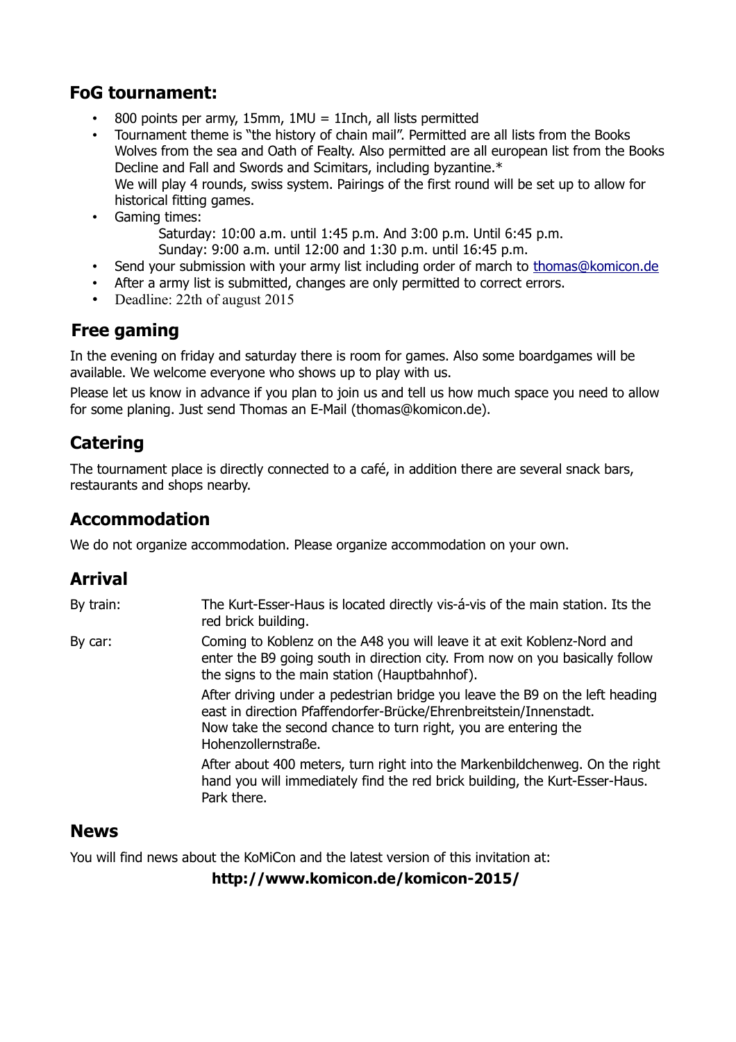## FoG tournament:

- 800 points per army, 15mm, 1MU = 1Inch, all lists permitted
- Tournament theme is "the history of chain mail". Permitted are all lists from the Books Wolves from the sea and Oath of Fealty. Also permitted are all european list from the Books Decline and Fall and Swords and Scimitars, including byzantine.*
  We will play 4 rounds, swiss system. Pairings of the first round will be set up to allow for historical fitting games.
- Gaming times:
  Saturday: 10:00 a.m. until 1:45 p.m. And 3:00 p.m. Until 6:45 p.m.
  Sunday: 9:00 a.m. until 12:00 and 1:30 p.m. until 16:45 p.m.
- Send your submission with your army list including order of march to thomas@komicon.de
- After a army list is submitted, changes are only permitted to correct errors.
- Deadline: 22th of august 2015

## Free gaming

In the evening on friday and saturday there is room for games. Also some boardgames will be available. We welcome everyone who shows up to play with us.

Please let us know in advance if you plan to join us and tell us how much space you need to allow for some planing. Just send Thomas an E-Mail (thomas@komicon.de).

## Catering

The tournament place is directly connected to a café, in addition there are several snack bars, restaurants and shops nearby.

## Accommodation

We do not organize accommodation. Please organize accommodation on your own.

## Arrival

By train: The Kurt-Esser-Haus is located directly vis-á-vis of the main station. Its the red brick building.

By car: Coming to Koblenz on the A48 you will leave it at exit Koblenz-Nord and enter the B9 going south in direction city. From now on you basically follow the signs to the main station (Hauptbahnhof).

After driving under a pedestrian bridge you leave the B9 on the left heading east in direction Pfaffendorfer-Brücke/Ehrenbreitstein/Innenstadt.
Now take the second chance to turn right, you are entering the Hohenzollernstraße.

After about 400 meters, turn right into the Markenbildchenweg. On the right hand you will immediately find the red brick building, the Kurt-Esser-Haus. Park there.

## News

You will find news about the KoMiCon and the latest version of this invitation at:

**http://www.komicon.de/komicon-2015/**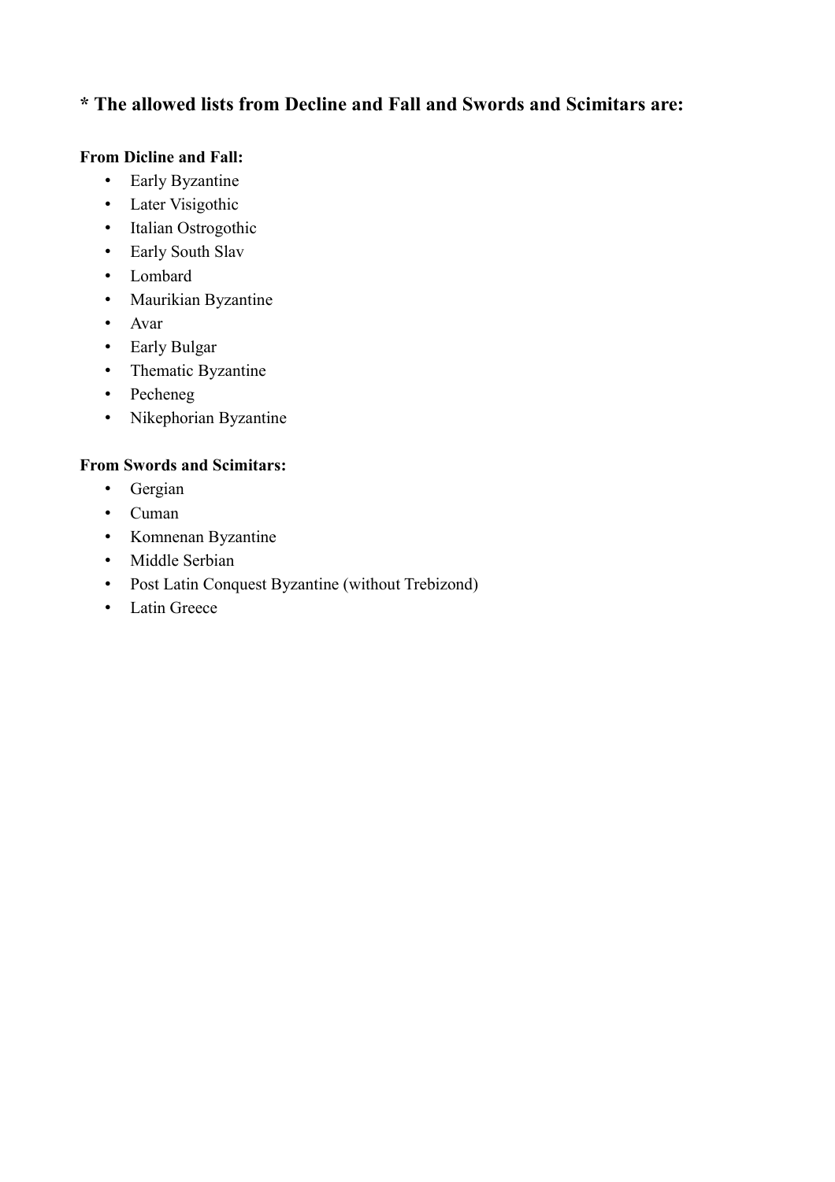## * The allowed lists from Decline and Fall and Swords and Scimitars are:

**From Dicline and Fall:**

- Early Byzantine
- Later Visigothic
- Italian Ostrogothic
- Early South Slav
- Lombard
- Maurikian Byzantine
- Avar
- Early Bulgar
- Thematic Byzantine
- Pecheneg
- Nikephorian Byzantine

**From Swords and Scimitars:**

- Gergian
- Cuman
- Komnenan Byzantine
- Middle Serbian
- Post Latin Conquest Byzantine (without Trebizond)
- Latin Greece